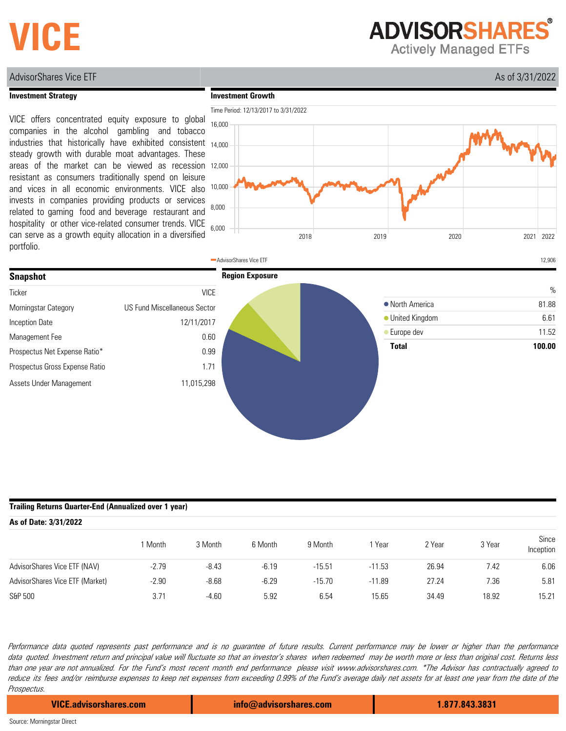# VICE

**ADVISORSHARES®**
Actively Managed ETFs

AdvisorShares Vice ETF — As of 3/31/2022

## Investment Strategy

VICE offers concentrated equity exposure to global companies in the alcohol gambling and tobacco industries that historically have exhibited consistent steady growth with durable moat advantages. These areas of the market can be viewed as recession resistant as consumers traditionally spend on leisure and vices in all economic environments. VICE also invests in companies providing products or services related to gaming food and beverage restaurant and hospitality or other vice-related consumer trends. VICE can serve as a growth equity allocation in a diversified portfolio.

## Investment Growth

Time Period: 12/13/2017 to 3/31/2022

AdvisorShares Vice ETF — 12,906

## Snapshot

| | |
|---|---|
| Ticker | VICE |
| Morningstar Category | US Fund Miscellaneous Sector |
| Inception Date | 12/11/2017 |
| Management Fee | 0.60 |
| Prospectus Net Expense Ratio* | 0.99 |
| Prospectus Gross Expense Ratio | 1.71 |
| Assets Under Management | 11,015,298 |

## Region Exposure

| | % |
|---|---|
| North America | 81.88 |
| United Kingdom | 6.61 |
| Europe dev | 11.52 |
| **Total** | **100.00** |

## Trailing Returns Quarter-End (Annualized over 1 year)

**As of Date: 3/31/2022**

| | 1 Month | 3 Month | 6 Month | 9 Month | 1 Year | 2 Year | 3 Year | Since Inception |
|---|---|---|---|---|---|---|---|---|
| AdvisorShares Vice ETF (NAV) | -2.79 | -8.43 | -6.19 | -15.51 | -11.53 | 26.94 | 7.42 | 6.06 |
| AdvisorShares Vice ETF (Market) | -2.90 | -8.68 | -6.29 | -15.70 | -11.89 | 27.24 | 7.36 | 5.81 |
| S&P 500 | 3.71 | -4.60 | 5.92 | 6.54 | 15.65 | 34.49 | 18.92 | 15.21 |

*Performance data quoted represents past performance and is no guarantee of future results. Current performance may be lower or higher than the performance data quoted. Investment return and principal value will fluctuate so that an investor's shares when redeemed may be worth more or less than original cost. Returns less than one year are not annualized. For the Fund's most recent month end performance please visit www.advisorshares.com. *The Advisor has contractually agreed to reduce its fees and/or reimburse expenses to keep net expenses from exceeding 0.99% of the Fund's average daily net assets for at least one year from the date of the Prospectus.*

VICE.advisorshares.com | info@advisorshares.com | 1.877.843.3831

Source: Morningstar Direct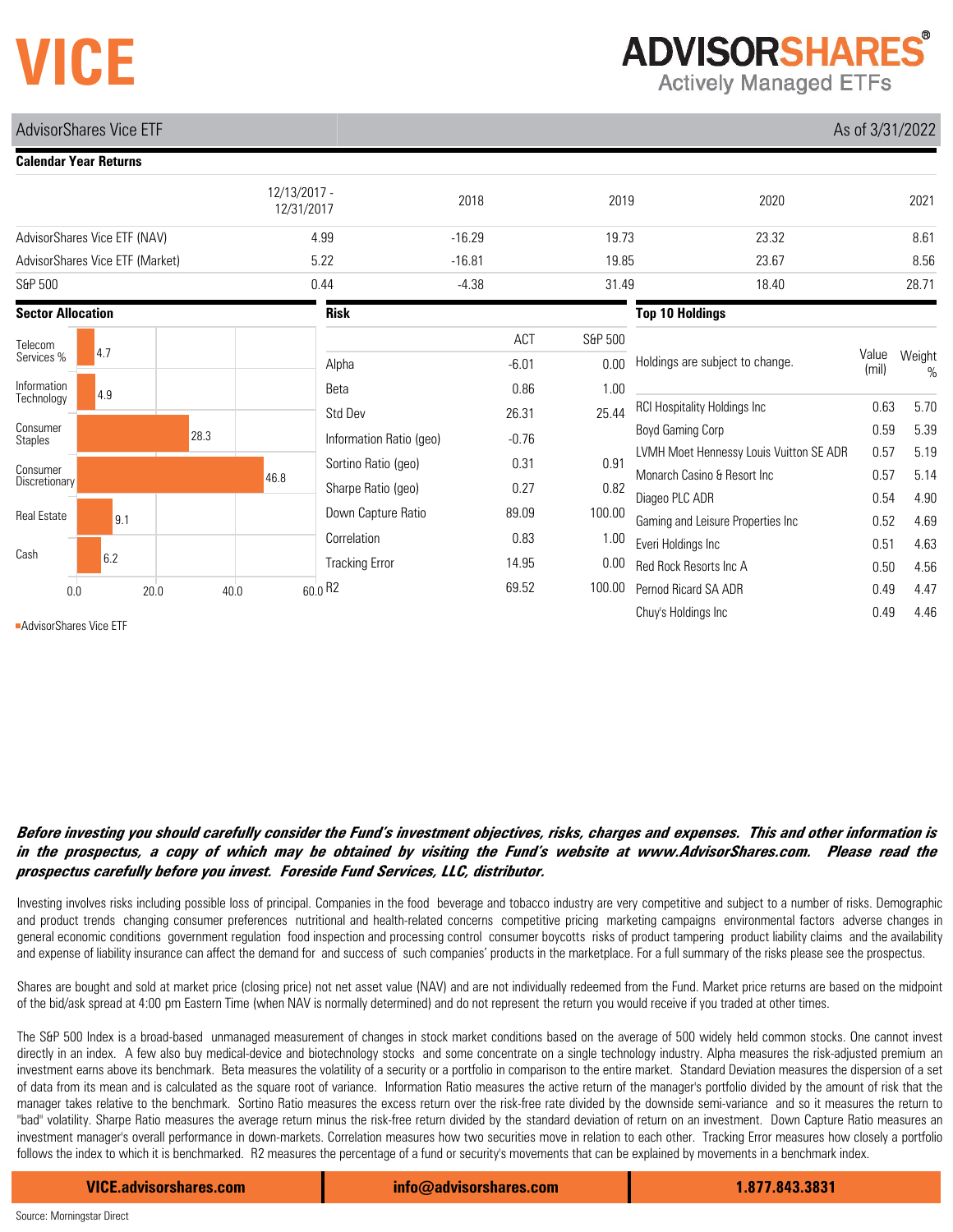# VICE

**ADVISORSHARES®**
Actively Managed ETFs

AdvisorShares Vice ETF — As of 3/31/2022

## Calendar Year Returns

| | 12/13/2017 - 12/31/2017 | 2018 | 2019 | 2020 | 2021 |
|---|---|---|---|---|---|
| AdvisorShares Vice ETF (NAV) | 4.99 | -16.29 | 19.73 | 23.32 | 8.61 |
| AdvisorShares Vice ETF (Market) | 5.22 | -16.81 | 19.85 | 23.67 | 8.56 |
| S&P 500 | 0.44 | -4.38 | 31.49 | 18.40 | 28.71 |

## Sector Allocation

Telecom Services % 4.7
Information Technology 4.9
Consumer Staples 28.3
Consumer Discretionary 46.8
Real Estate 9.1
Cash 6.2

0.0 20.0 40.0 60.0

■AdvisorShares Vice ETF

## Risk

| | ACT | S&P 500 |
|---|---|---|
| Alpha | -6.01 | 0.00 |
| Beta | 0.86 | 1.00 |
| Std Dev | 26.31 | 25.44 |
| Information Ratio (geo) | -0.76 | |
| Sortino Ratio (geo) | 0.31 | 0.91 |
| Sharpe Ratio (geo) | 0.27 | 0.82 |
| Down Capture Ratio | 89.09 | 100.00 |
| Correlation | 0.83 | 1.00 |
| Tracking Error | 14.95 | 0.00 |
| R2 | 69.52 | 100.00 |

## Top 10 Holdings

| Holdings are subject to change. | Value (mil) | Weight % |
|---|---|---|
| RCI Hospitality Holdings Inc | 0.63 | 5.70 |
| Boyd Gaming Corp | 0.59 | 5.39 |
| LVMH Moet Hennessy Louis Vuitton SE ADR | 0.57 | 5.19 |
| Monarch Casino & Resort Inc | 0.57 | 5.14 |
| Diageo PLC ADR | 0.54 | 4.90 |
| Gaming and Leisure Properties Inc | 0.52 | 4.69 |
| Everi Holdings Inc | 0.51 | 4.63 |
| Red Rock Resorts Inc A | 0.50 | 4.56 |
| Pernod Ricard SA ADR | 0.49 | 4.47 |
| Chuy's Holdings Inc | 0.49 | 4.46 |

***Before investing you should carefully consider the Fund's investment objectives, risks, charges and expenses. This and other information is in the prospectus, a copy of which may be obtained by visiting the Fund's website at www.AdvisorShares.com. Please read the prospectus carefully before you invest. Foreside Fund Services, LLC, distributor.***

Investing involves risks including possible loss of principal. Companies in the food beverage and tobacco industry are very competitive and subject to a number of risks. Demographic and product trends changing consumer preferences nutritional and health-related concerns competitive pricing marketing campaigns environmental factors adverse changes in general economic conditions government regulation food inspection and processing control consumer boycotts risks of product tampering product liability claims and the availability and expense of liability insurance can affect the demand for and success of such companies' products in the marketplace. For a full summary of the risks please see the prospectus.

Shares are bought and sold at market price (closing price) not net asset value (NAV) and are not individually redeemed from the Fund. Market price returns are based on the midpoint of the bid/ask spread at 4:00 pm Eastern Time (when NAV is normally determined) and do not represent the return you would receive if you traded at other times.

The S&P 500 Index is a broad-based unmanaged measurement of changes in stock market conditions based on the average of 500 widely held common stocks. One cannot invest directly in an index. A few also buy medical-device and biotechnology stocks and some concentrate on a single technology industry. Alpha measures the risk-adjusted premium an investment earns above its benchmark. Beta measures the volatility of a security or a portfolio in comparison to the entire market. Standard Deviation measures the dispersion of a set of data from its mean and is calculated as the square root of variance. Information Ratio measures the active return of the manager's portfolio divided by the amount of risk that the manager takes relative to the benchmark. Sortino Ratio measures the excess return over the risk-free rate divided by the downside semi-variance and so it measures the return to "bad" volatility. Sharpe Ratio measures the average return minus the risk-free return divided by the standard deviation of return on an investment. Down Capture Ratio measures an investment manager's overall performance in down-markets. Correlation measures how two securities move in relation to each other. Tracking Error measures how closely a portfolio follows the index to which it is benchmarked. R2 measures the percentage of a fund or security's movements that can be explained by movements in a benchmark index.

**VICE.advisorshares.com** | **info@advisorshares.com** | **1.877.843.3831**

Source: Morningstar Direct